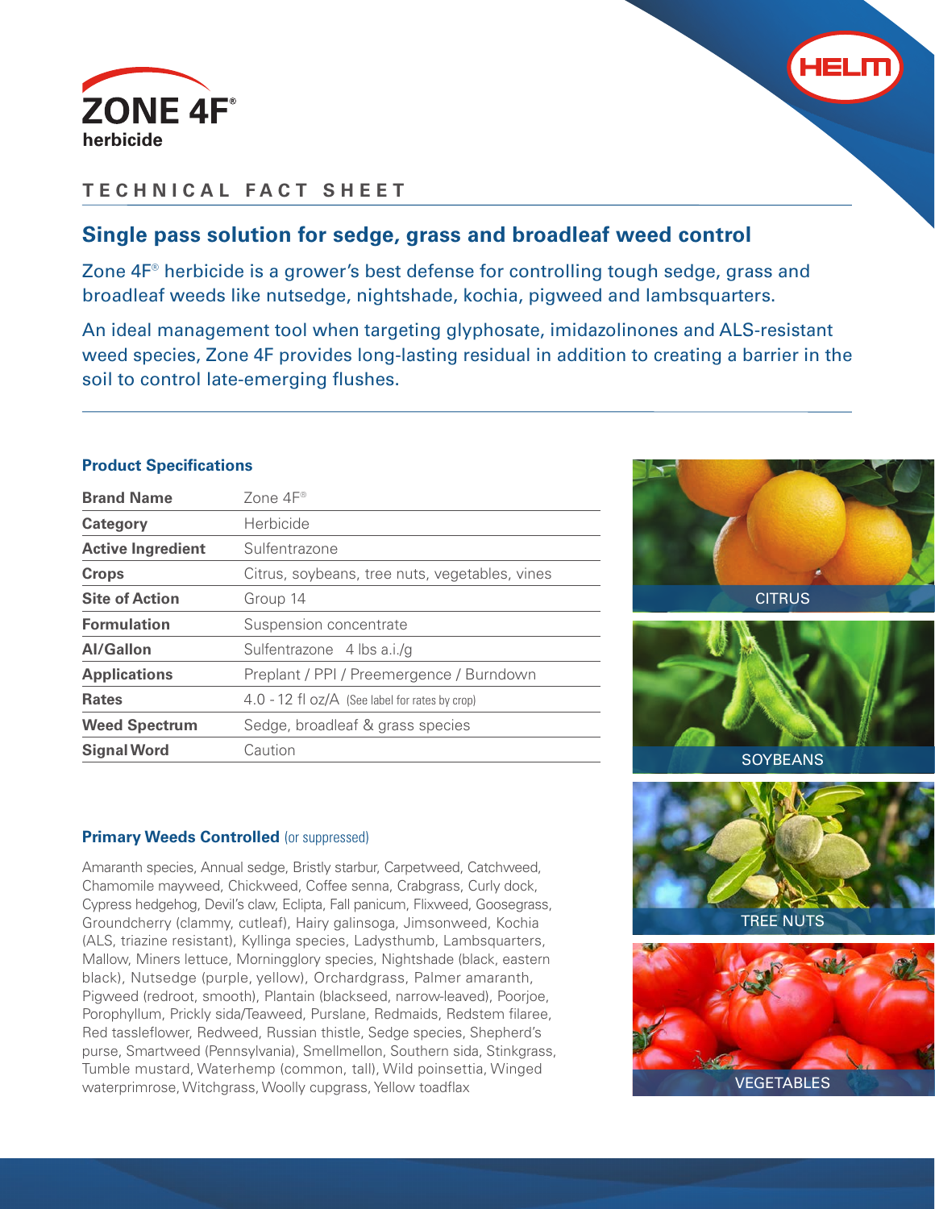# ZONE 4F®
herbicide

## TECHNICAL FACT SHEET

## Single pass solution for sedge, grass and broadleaf weed control

Zone 4F® herbicide is a grower's best defense for controlling tough sedge, grass and broadleaf weeds like nutsedge, nightshade, kochia, pigweed and lambsquarters.

An ideal management tool when targeting glyphosate, imidazolinones and ALS-resistant weed species, Zone 4F provides long-lasting residual in addition to creating a barrier in the soil to control late-emerging flushes.

### Product Specifications

| | |
|---|---|
| **Brand Name** | Zone 4F® |
| **Category** | Herbicide |
| **Active Ingredient** | Sulfentrazone |
| **Crops** | Citrus, soybeans, tree nuts, vegetables, vines |
| **Site of Action** | Group 14 |
| **Formulation** | Suspension concentrate |
| **AI/Gallon** | Sulfentrazone 4 lbs a.i./g |
| **Applications** | Preplant / PPI / Preemergence / Burndown |
| **Rates** | 4.0 - 12 fl oz/A (See label for rates by crop) |
| **Weed Spectrum** | Sedge, broadleaf & grass species |
| **Signal Word** | Caution |

### Primary Weeds Controlled (or suppressed)

Amaranth species, Annual sedge, Bristly starbur, Carpetweed, Catchweed, Chamomile mayweed, Chickweed, Coffee senna, Crabgrass, Curly dock, Cypress hedgehog, Devil's claw, Eclipta, Fall panicum, Flixweed, Goosegrass, Groundcherry (clammy, cutleaf), Hairy galinsoga, Jimsonweed, Kochia (ALS, triazine resistant), Kyllinga species, Ladysthumb, Lambsquarters, Mallow, Miners lettuce, Morningglory species, Nightshade (black, eastern black), Nutsedge (purple, yellow), Orchardgrass, Palmer amaranth, Pigweed (redroot, smooth), Plantain (blackseed, narrow-leaved), Poorjoe, Porophyllum, Prickly sida/Teaweed, Purslane, Redmaids, Redstem filaree, Red tassleflower, Redweed, Russian thistle, Sedge species, Shepherd's purse, Smartweed (Pennsylvania), Smellmellon, Southern sida, Stinkgrass, Tumble mustard, Waterhemp (common, tall), Wild poinsettia, Winged waterprimrose, Witchgrass, Woolly cupgrass, Yellow toadflax

CITRUS

SOYBEANS

TREE NUTS

VEGETABLES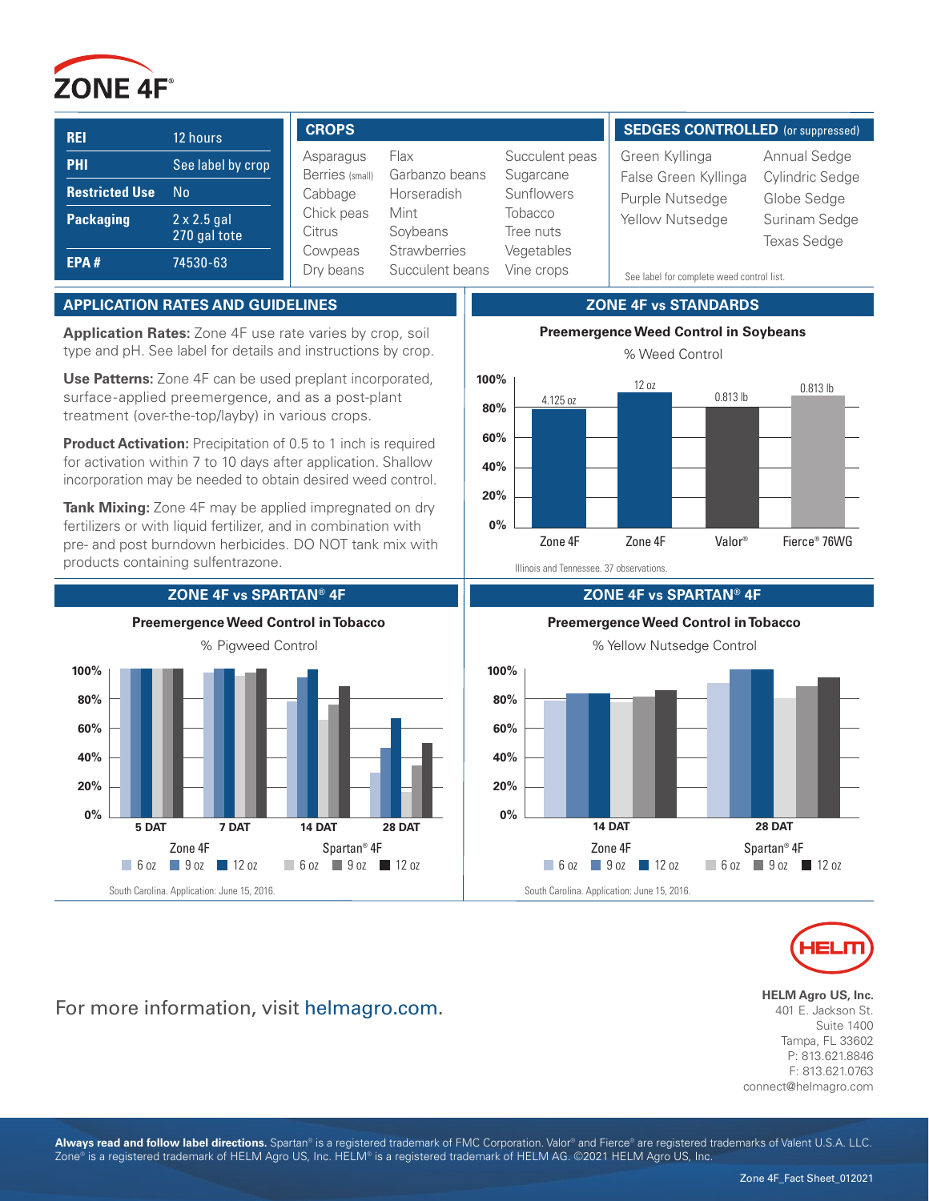# ZONE 4F®

| | |
|---|---|
| **REI** | 12 hours |
| **PHI** | See label by crop |
| **Restricted Use** | No |
| **Packaging** | 2 x 2.5 gal<br>270 gal tote |
| **EPA #** | 74530-63 |

## CROPS

Asparagus
Berries (small)
Cabbage
Chick peas
Citrus
Cowpeas
Dry beans
Flax
Garbanzo beans
Horseradish
Mint
Soybeans
Strawberries
Succulent beans
Succulent peas
Sugarcane
Sunflowers
Tobacco
Tree nuts
Vegetables
Vine crops

## SEDGES CONTROLLED (or suppressed)

Green Kyllinga
False Green Kyllinga
Purple Nutsedge
Yellow Nutsedge
Annual Sedge
Cylindric Sedge
Globe Sedge
Surinam Sedge
Texas Sedge

See label for complete weed control list.

## APPLICATION RATES AND GUIDELINES

**Application Rates:** Zone 4F use rate varies by crop, soil type and pH. See label for details and instructions by crop.

**Use Patterns:** Zone 4F can be used preplant incorporated, surface-applied preemergence, and as a post-plant treatment (over-the-top/layby) in various crops.

**Product Activation:** Precipitation of 0.5 to 1 inch is required for activation within 7 to 10 days after application. Shallow incorporation may be needed to obtain desired weed control.

**Tank Mixing:** Zone 4F may be applied impregnated on dry fertilizers or with liquid fertilizer, and in combination with pre- and post burndown herbicides. DO NOT tank mix with products containing sulfentrazone.

## ZONE 4F vs STANDARDS

**Preemergence Weed Control in Soybeans**

% Weed Control

100%
80%
60%
40%
20%
0%

Zone 4F — 4.125 oz
Zone 4F — 12 oz
Valor® — 0.813 lb
Fierce® 76WG — 0.813 lb

Illinois and Tennessee. 37 observations.

## ZONE 4F vs SPARTAN® 4F

**Preemergence Weed Control in Tobacco**

% Pigweed Control

100%
80%
60%
40%
20%
0%

5 DAT
7 DAT
14 DAT
28 DAT

Zone 4F: 6 oz, 9 oz, 12 oz
Spartan® 4F: 6 oz, 9 oz, 12 oz

South Carolina. Application: June 15, 2016.

## ZONE 4F vs SPARTAN® 4F

**Preemergence Weed Control in Tobacco**

% Yellow Nutsedge Control

100%
80%
60%
40%
20%
0%

14 DAT
28 DAT

Zone 4F: 6 oz, 9 oz, 12 oz
Spartan® 4F: 6 oz, 9 oz, 12 oz

South Carolina. Application: June 15, 2016.

For more information, visit helmagro.com.

HELM

**HELM Agro US, Inc.**
401 E. Jackson St.
Suite 1400
Tampa, FL 33602
P: 813.621.8846
F: 813.621.0763
connect@helmagro.com

**Always read and follow label directions.** Spartan® is a registered trademark of FMC Corporation. Valor® and Fierce® are registered trademarks of Valent U.S.A. LLC. Zone® is a registered trademark of HELM Agro US, Inc. HELM® is a registered trademark of HELM AG. ©2021 HELM Agro US, Inc.

Zone 4F_Fact Sheet_012021